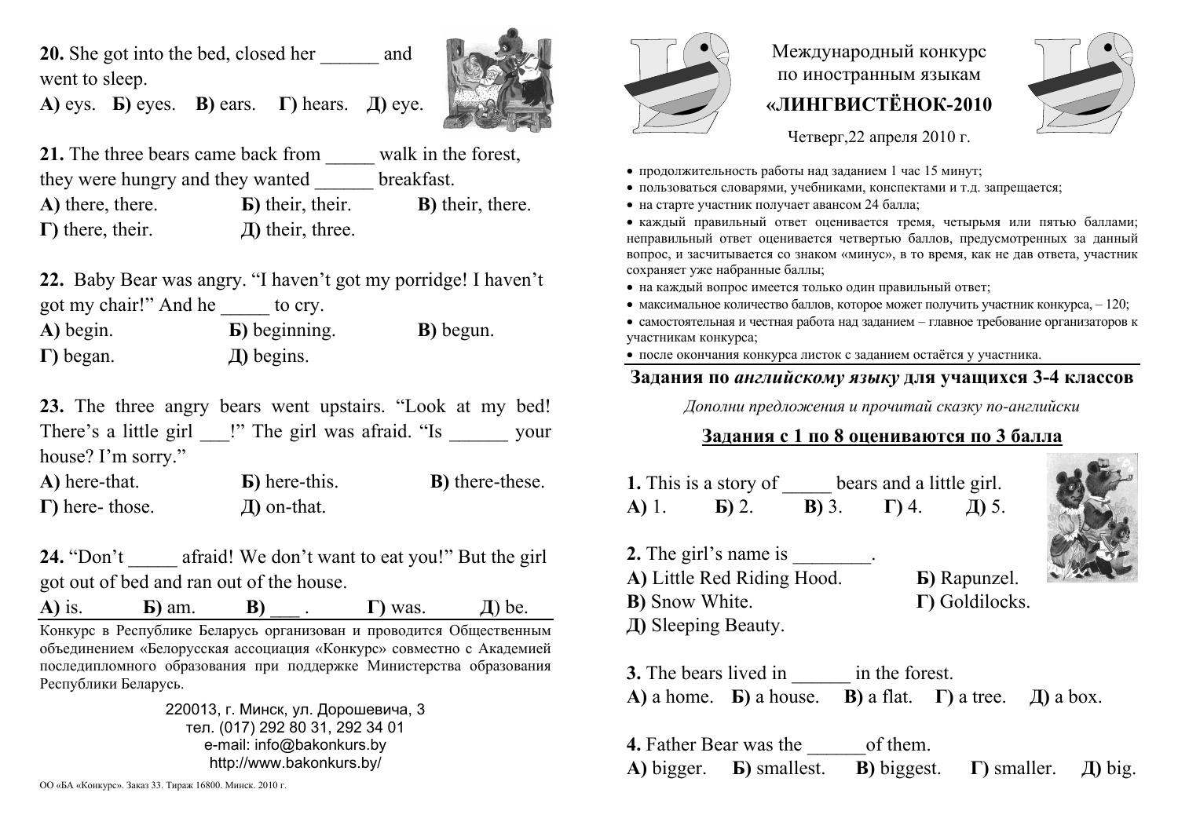**20.** She got into the bed, closed her ______ and went to sleep.

**А)** eys. **Б)** eyes. **В)** ears. **Г)** hears. **Д)** eye.

**21.** The three bears came back from _____ walk in the forest, they were hungry and they wanted ______ breakfast.

**А)** there, there. **Б)** their, their. **В)** their, there.
**Г)** there, their. **Д)** their, three.

**22.** Baby Bear was angry. "I haven't got my porridge! I haven't got my chair!" And he _____ to cry.

**А)** begin. **Б)** beginning. **В)** begun.
**Г)** began. **Д)** begins.

**23.** The three angry bears went upstairs. "Look at my bed! There's a little girl ___!" The girl was afraid. "Is ______ your house? I'm sorry."

**А)** here-that. **Б)** here-this. **В)** there-these.
**Г)** here- those. **Д)** on-that.

**24.** "Don't _____ afraid! We don't want to eat you!" But the girl got out of bed and ran out of the house.

**А)** is. **Б)** am. **В)** ___ . **Г)** was. **Д)** be.

Конкурс в Республике Беларусь организован и проводится Общественным объединением «Белорусская ассоциация «Конкурс» совместно с Академией последипломного образования при поддержке Министерства образования Республики Беларусь.

220013, г. Минск, ул. Дорошевича, 3
тел. (017) 292 80 31, 292 34 01
e-mail: info@bakonkurs.by
http://www.bakonkurs.by/

ОО «БА «Конкурс». Заказ 33. Тираж 16800. Минск. 2010 г.

Международный конкурс
по иностранным языкам
**«ЛИНГВИСТЁНОК-2010**

Четверг,22 апреля 2010 г.

- продолжительность работы над заданием 1 час 15 минут;
- пользоваться словарями, учебниками, конспектами и т.д. запрещается;
- на старте участник получает авансом 24 балла;
- каждый правильный ответ оценивается тремя, четырьмя или пятью баллами; неправильный ответ оценивается четвертью баллов, предусмотренных за данный вопрос, и засчитывается со знаком «минус», в то время, как не дав ответа, участник сохраняет уже набранные баллы;
- на каждый вопрос имеется только один правильный ответ;
- максимальное количество баллов, которое может получить участник конкурса, – 120;
- самостоятельная и честная работа над заданием – главное требование организаторов к участникам конкурса;
- после окончания конкурса листок с заданием остаётся у участника.

## Задания по *английскому языку* для учащихся 3-4 классов

*Дополни предложения и прочитай сказку по-английски*

**Задания с 1 по 8 оцениваются по 3 балла**

**1.** This is a story of _____ bears and a little girl.

**А)** 1. **Б)** 2. **В)** 3. **Г)** 4. **Д)** 5.

**2.** The girl's name is ________.

**А)** Little Red Riding Hood. **Б)** Rapunzel.
**В)** Snow White. **Г)** Goldilocks.
**Д)** Sleeping Beauty.

**3.** The bears lived in ______ in the forest.

**А)** a home. **Б)** a house. **В)** a flat. **Г)** a tree. **Д)** a box.

**4.** Father Bear was the ______of them.

**А)** bigger. **Б)** smallest. **В)** biggest. **Г)** smaller. **Д)** big.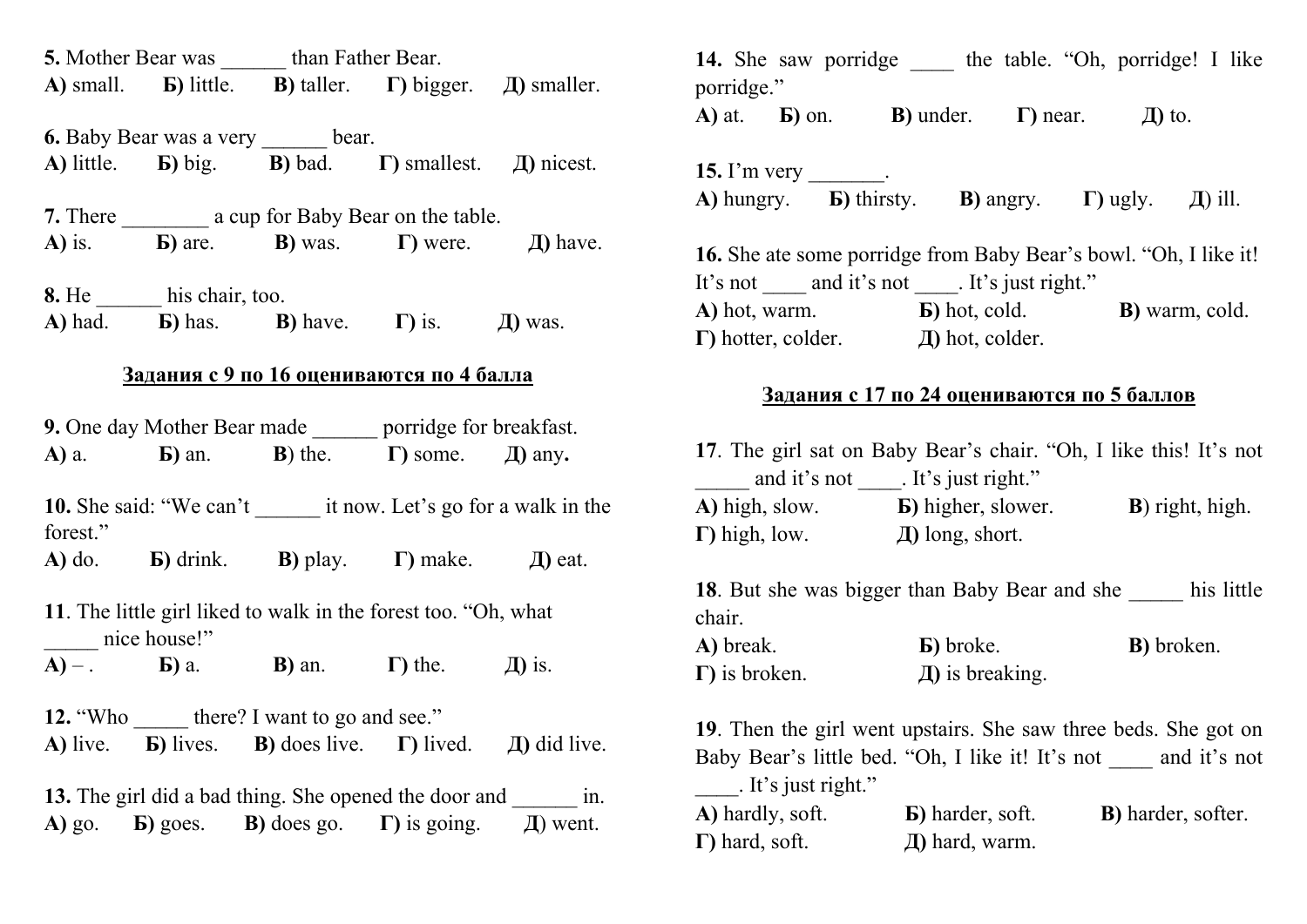**5.** Mother Bear was ______ than Father Bear.
**А)** small. **Б)** little. **В)** taller. **Г)** bigger. **Д)** smaller.

**6.** Baby Bear was a very ______ bear.
**А)** little. **Б)** big. **В)** bad. **Г)** smallest. **Д)** nicest.

**7.** There ________ a cup for Baby Bear on the table.
**А)** is. **Б)** are. **В)** was. **Г)** were. **Д)** have.

**8.** He ______ his chair, too.
**А)** had. **Б)** has. **В)** have. **Г)** is. **Д)** was.

**Задания с 9 по 16 оцениваются по 4 балла**

**9.** One day Mother Bear made ______ porridge for breakfast.
**А)** a. **Б)** an. **В)** the. **Г)** some. **Д)** any.

**10.** She said: "We can't ______ it now. Let's go for a walk in the forest."
**А)** do. **Б)** drink. **В)** play. **Г)** make. **Д)** eat.

**11**. The little girl liked to walk in the forest too. "Oh, what _____ nice house!"
**А)** – . **Б)** a. **В)** an. **Г)** the. **Д)** is.

**12.** "Who _____ there? I want to go and see."
**А)** live. **Б)** lives. **В)** does live. **Г)** lived. **Д)** did live.

**13.** The girl did a bad thing. She opened the door and ______ in.
**А)** go. **Б)** goes. **В)** does go. **Г)** is going. **Д)** went.

**14.** She saw porridge ____ the table. "Oh, porridge! I like porridge."
**А)** at. **Б)** on. **В)** under. **Г)** near. **Д)** to.

**15.** I'm very _______.
**А)** hungry. **Б)** thirsty. **В)** angry. **Г)** ugly. **Д)** ill.

**16.** She ate some porridge from Baby Bear's bowl. "Oh, I like it! It's not ____ and it's not ____. It's just right."
**А)** hot, warm. **Б)** hot, cold. **В)** warm, cold.
**Г)** hotter, colder. **Д)** hot, colder.

**Задания с 17 по 24 оцениваются по 5 баллов**

**17**. The girl sat on Baby Bear's chair. "Oh, I like this! It's not _____ and it's not ____. It's just right."
**А)** high, slow. **Б)** higher, slower. **В)** right, high.
**Г)** high, low. **Д)** long, short.

**18**. But she was bigger than Baby Bear and she _____ his little chair.
**А)** break. **Б)** broke. **В)** broken.
**Г)** is broken. **Д)** is breaking.

**19**. Then the girl went upstairs. She saw three beds. She got on Baby Bear's little bed. "Oh, I like it! It's not ____ and it's not ____. It's just right."
**А)** hardly, soft. **Б)** harder, soft. **В)** harder, softer.
**Г)** hard, soft. **Д)** hard, warm.